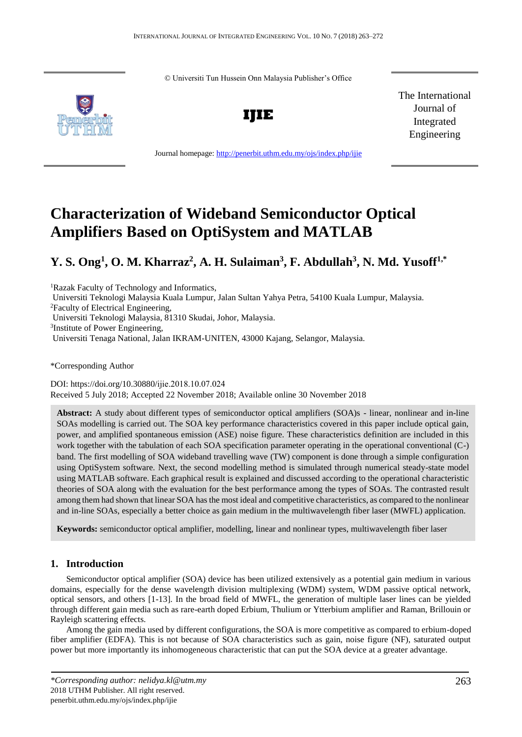© Universiti Tun Hussein Onn Malaysia Publisher's Office

**IJIE**

The International Journal of Integrated Engineering

Journal homepage: http://penerbit.uthm.edu.my/ojs/index.php/ijie

# Characterization of Wideband Semiconductor Optical Amplifiers Based on OptiSystem and MATLAB

## Y. S. Ong[1], O. M. Kharraz[2], A. H. Sulaiman[3], F. Abdullah[3], N. Md. Yusoff[1,*]

[1]Razak Faculty of Technology and Informatics,
Universiti Teknologi Malaysia Kuala Lumpur, Jalan Sultan Yahya Petra, 54100 Kuala Lumpur, Malaysia.
[2]Faculty of Electrical Engineering,
Universiti Teknologi Malaysia, 81310 Skudai, Johor, Malaysia.
[3]Institute of Power Engineering,
Universiti Tenaga National, Jalan IKRAM-UNITEN, 43000 Kajang, Selangor, Malaysia.

*Corresponding Author

DOI: https://doi.org/10.30880/ijie.2018.10.07.024
Received 5 July 2018; Accepted 22 November 2018; Available online 30 November 2018

**Abstract:** A study about different types of semiconductor optical amplifiers (SOA)s - linear, nonlinear and in-line SOAs modelling is carried out. The SOA key performance characteristics covered in this paper include optical gain, power, and amplified spontaneous emission (ASE) noise figure. These characteristics definition are included in this work together with the tabulation of each SOA specification parameter operating in the operational conventional (C-) band. The first modelling of SOA wideband travelling wave (TW) component is done through a simple configuration using OptiSystem software. Next, the second modelling method is simulated through numerical steady-state model using MATLAB software. Each graphical result is explained and discussed according to the operational characteristic theories of SOA along with the evaluation for the best performance among the types of SOAs. The contrasted result among them had shown that linear SOA has the most ideal and competitive characteristics, as compared to the nonlinear and in-line SOAs, especially a better choice as gain medium in the multiwavelength fiber laser (MWFL) application.

**Keywords:** semiconductor optical amplifier, modelling, linear and nonlinear types, multiwavelength fiber laser

## 1. Introduction

Semiconductor optical amplifier (SOA) device has been utilized extensively as a potential gain medium in various domains, especially for the dense wavelength division multiplexing (WDM) system, WDM passive optical network, optical sensors, and others [1-13]. In the broad field of MWFL, the generation of multiple laser lines can be yielded through different gain media such as rare-earth doped Erbium, Thulium or Ytterbium amplifier and Raman, Brillouin or Rayleigh scattering effects.

Among the gain media used by different configurations, the SOA is more competitive as compared to erbium-doped fiber amplifier (EDFA). This is not because of SOA characteristics such as gain, noise figure (NF), saturated output power but more importantly its inhomogeneous characteristic that can put the SOA device at a greater advantage.

*\*Corresponding author: nelidya.kl@utm.my*
2018 UTHM Publisher. All right reserved.
penerbit.uthm.edu.my/ojs/index.php/ijie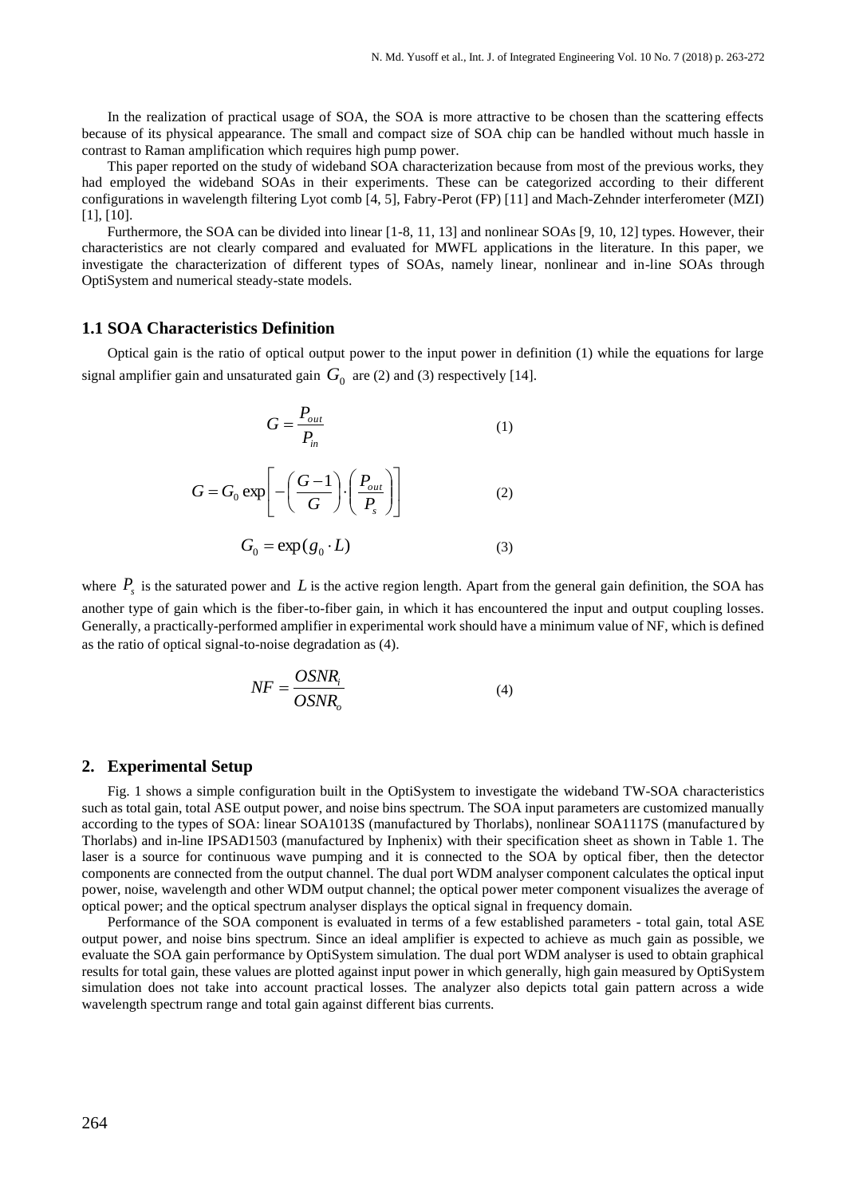In the realization of practical usage of SOA, the SOA is more attractive to be chosen than the scattering effects because of its physical appearance. The small and compact size of SOA chip can be handled without much hassle in contrast to Raman amplification which requires high pump power.

This paper reported on the study of wideband SOA characterization because from most of the previous works, they had employed the wideband SOAs in their experiments. These can be categorized according to their different configurations in wavelength filtering Lyot comb [4, 5], Fabry-Perot (FP) [11] and Mach-Zehnder interferometer (MZI) [1], [10].

Furthermore, the SOA can be divided into linear [1-8, 11, 13] and nonlinear SOAs [9, 10, 12] types. However, their characteristics are not clearly compared and evaluated for MWFL applications in the literature. In this paper, we investigate the characterization of different types of SOAs, namely linear, nonlinear and in-line SOAs through OptiSystem and numerical steady-state models.

### 1.1 SOA Characteristics Definition

Optical gain is the ratio of optical output power to the input power in definition (1) while the equations for large signal amplifier gain and unsaturated gain $G_0$ are (2) and (3) respectively [14].

$$G = \frac{P_{out}}{P_{in}} \tag{1}$$

$$G = G_0 \exp\left[ -\left( \frac{G-1}{G} \right) \cdot \left( \frac{P_{out}}{P_s} \right) \right] \tag{2}$$

$$G_0 = \exp(g_0 \cdot L) \tag{3}$$

where $P_s$ is the saturated power and $L$ is the active region length. Apart from the general gain definition, the SOA has another type of gain which is the fiber-to-fiber gain, in which it has encountered the input and output coupling losses. Generally, a practically-performed amplifier in experimental work should have a minimum value of NF, which is defined as the ratio of optical signal-to-noise degradation as (4).

$$NF = \frac{OSNR_i}{OSNR_o} \tag{4}$$

## 2. Experimental Setup

Fig. 1 shows a simple configuration built in the OptiSystem to investigate the wideband TW-SOA characteristics such as total gain, total ASE output power, and noise bins spectrum. The SOA input parameters are customized manually according to the types of SOA: linear SOA1013S (manufactured by Thorlabs), nonlinear SOA1117S (manufactured by Thorlabs) and in-line IPSAD1503 (manufactured by Inphenix) with their specification sheet as shown in Table 1. The laser is a source for continuous wave pumping and it is connected to the SOA by optical fiber, then the detector components are connected from the output channel. The dual port WDM analyser component calculates the optical input power, noise, wavelength and other WDM output channel; the optical power meter component visualizes the average of optical power; and the optical spectrum analyser displays the optical signal in frequency domain.

Performance of the SOA component is evaluated in terms of a few established parameters - total gain, total ASE output power, and noise bins spectrum. Since an ideal amplifier is expected to achieve as much gain as possible, we evaluate the SOA gain performance by OptiSystem simulation. The dual port WDM analyser is used to obtain graphical results for total gain, these values are plotted against input power in which generally, high gain measured by OptiSystem simulation does not take into account practical losses. The analyzer also depicts total gain pattern across a wide wavelength spectrum range and total gain against different bias currents.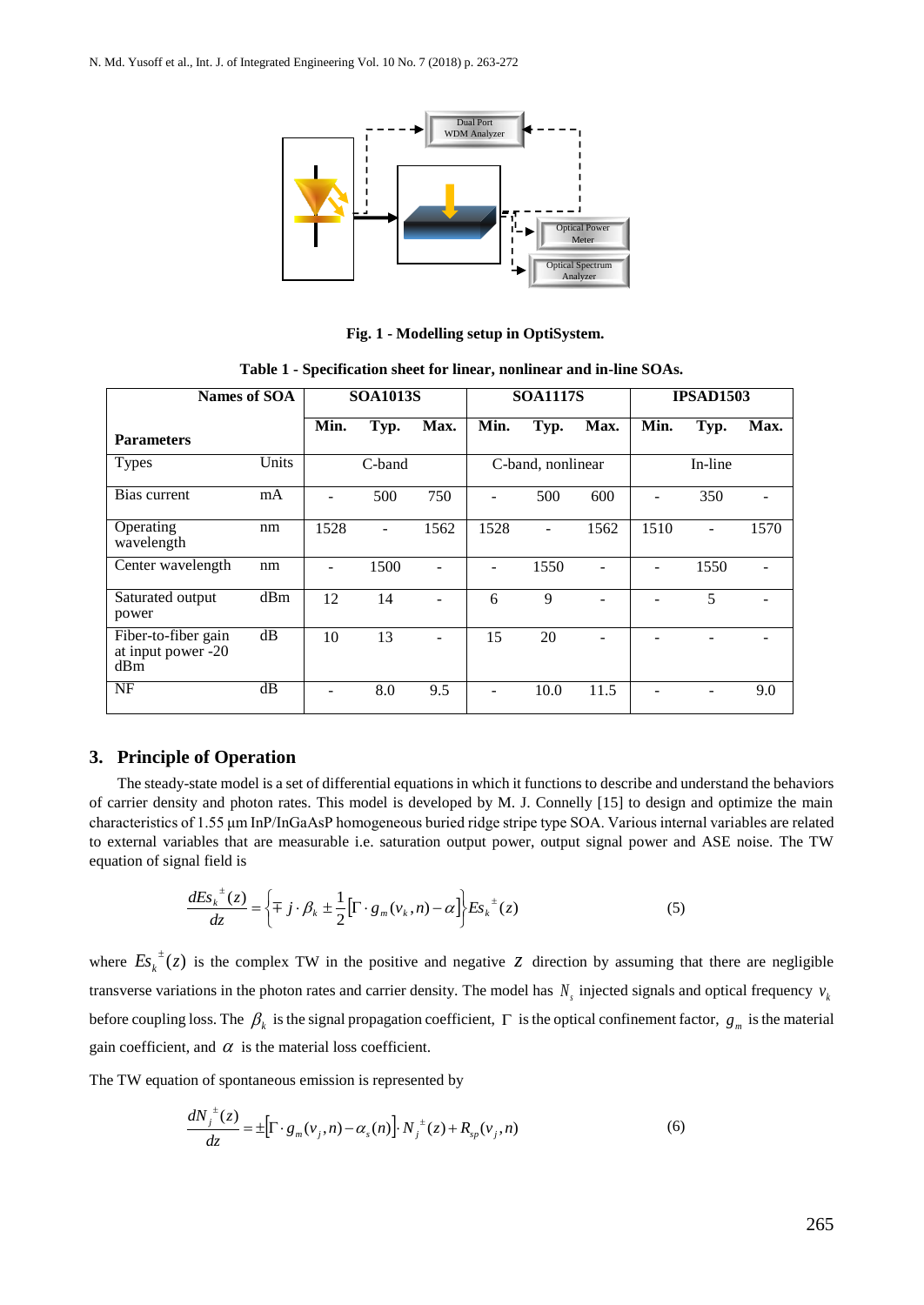Fig. 1 - Modelling setup in OptiSystem.

Table 1 - Specification sheet for linear, nonlinear and in-line SOAs.

| Names of SOA / Parameters | | SOA1013S | | | SOA1117S | | | IPSAD1503 | | |
|---|---|---|---|---|---|---|---|---|---|---|
| | | Min. | Typ. | Max. | Min. | Typ. | Max. | Min. | Typ. | Max. |
| Types | Units | C-band | | | C-band, nonlinear | | | In-line | | |
| Bias current | mA | - | 500 | 750 | - | 500 | 600 | - | 350 | - |
| Operating wavelength | nm | 1528 | - | 1562 | 1528 | - | 1562 | 1510 | - | 1570 |
| Center wavelength | nm | - | 1500 | - | - | 1550 | - | - | 1550 | - |
| Saturated output power | dBm | 12 | 14 | - | 6 | 9 | - | - | 5 | - |
| Fiber-to-fiber gain at input power -20 dBm | dB | 10 | 13 | - | 15 | 20 | - | - | - | - |
| NF | dB | - | 8.0 | 9.5 | - | 10.0 | 11.5 | - | - | 9.0 |

## 3. Principle of Operation

The steady-state model is a set of differential equations in which it functions to describe and understand the behaviors of carrier density and photon rates. This model is developed by M. J. Connelly [15] to design and optimize the main characteristics of 1.55 μm InP/InGaAsP homogeneous buried ridge stripe type SOA. Various internal variables are related to external variables that are measurable i.e. saturation output power, output signal power and ASE noise. The TW equation of signal field is

$$\frac{dEs_k^{\pm}(z)}{dz} = \left\{ \mp j \cdot \beta_k \pm \frac{1}{2}\left[\Gamma \cdot g_m(v_k, n) - \alpha\right] \right\} Es_k^{\pm}(z) \tag{5}$$

where $Es_k^{\pm}(z)$ is the complex TW in the positive and negative $z$ direction by assuming that there are negligible transverse variations in the photon rates and carrier density. The model has $N_s$ injected signals and optical frequency $v_k$ before coupling loss. The $\beta_k$ is the signal propagation coefficient, $\Gamma$ is the optical confinement factor, $g_m$ is the material gain coefficient, and $\alpha$ is the material loss coefficient.

The TW equation of spontaneous emission is represented by

$$\frac{dN_j^{\pm}(z)}{dz} = \pm\left[\Gamma \cdot g_m(v_j, n) - \alpha_s(n)\right] \cdot N_j^{\pm}(z) + R_{sp}(v_j, n) \tag{6}$$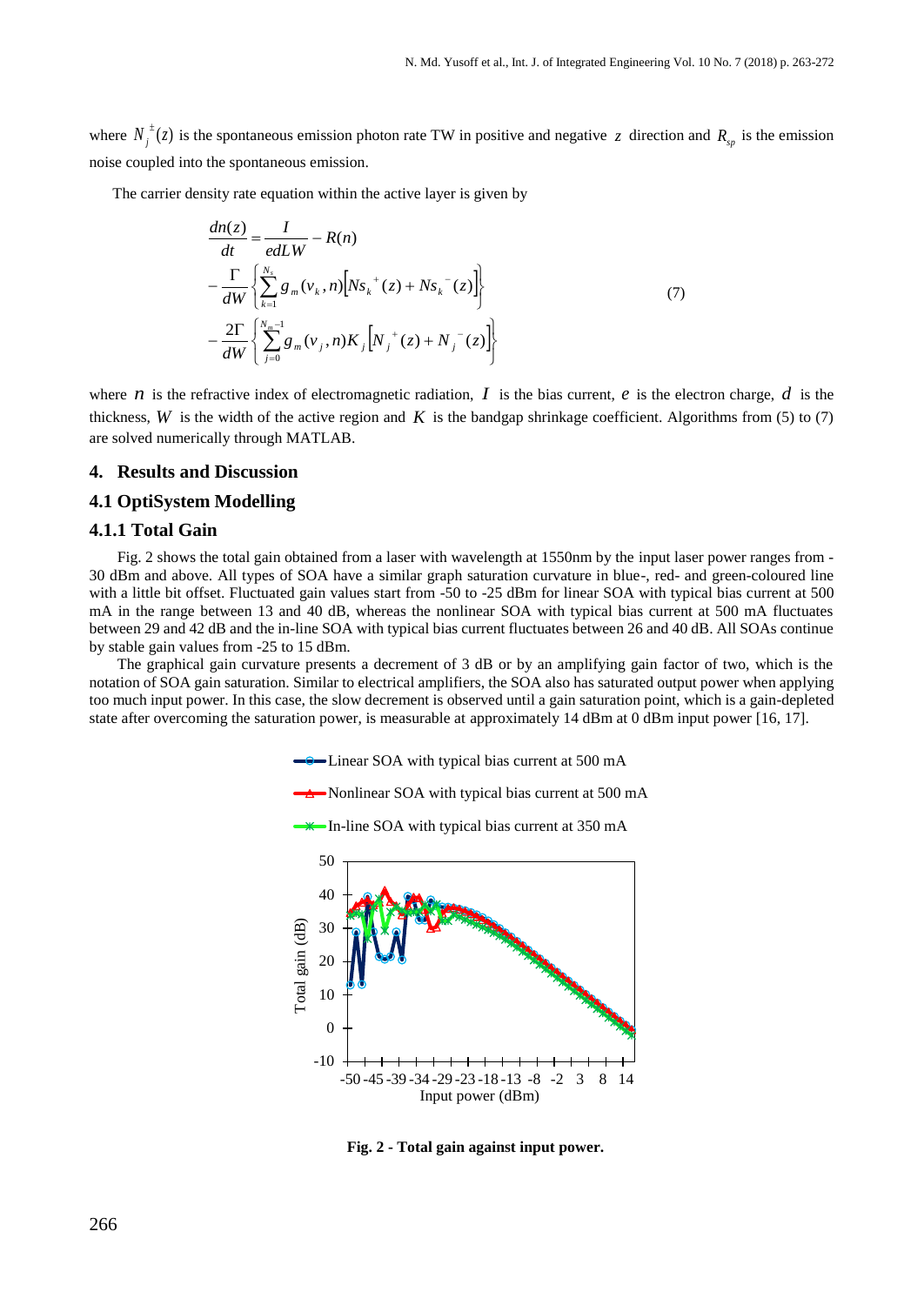where $N_j^{\pm}(z)$ is the spontaneous emission photon rate TW in positive and negative $z$ direction and $R_{sp}$ is the emission noise coupled into the spontaneous emission.

The carrier density rate equation within the active layer is given by

$$
\begin{aligned}
\frac{dn(z)}{dt} &= \frac{I}{edLW} - R(n) \\
&- \frac{\Gamma}{dW}\left\{\sum_{k=1}^{N_s} g_m(v_k, n)\left[Ns_k^{\ +}(z) + Ns_k^{\ -}(z)\right]\right\} \\
&- \frac{2\Gamma}{dW}\left\{\sum_{j=0}^{N_m-1} g_m(v_j, n)K_j\left[N_j^{\ +}(z) + N_j^{\ -}(z)\right]\right\}
\end{aligned}
\tag{7}
$$

where $n$ is the refractive index of electromagnetic radiation, $I$ is the bias current, $e$ is the electron charge, $d$ is the thickness, $W$ is the width of the active region and $K$ is the bandgap shrinkage coefficient. Algorithms from (5) to (7) are solved numerically through MATLAB.

## 4. Results and Discussion

### 4.1 OptiSystem Modelling

### 4.1.1 Total Gain

Fig. 2 shows the total gain obtained from a laser with wavelength at 1550nm by the input laser power ranges from -30 dBm and above. All types of SOA have a similar graph saturation curvature in blue-, red- and green-coloured line with a little bit offset. Fluctuated gain values start from -50 to -25 dBm for linear SOA with typical bias current at 500 mA in the range between 13 and 40 dB, whereas the nonlinear SOA with typical bias current at 500 mA fluctuates between 29 and 42 dB and the in-line SOA with typical bias current fluctuates between 26 and 40 dB. All SOAs continue by stable gain values from -25 to 15 dBm.

The graphical gain curvature presents a decrement of 3 dB or by an amplifying gain factor of two, which is the notation of SOA gain saturation. Similar to electrical amplifiers, the SOA also has saturated output power when applying too much input power. In this case, the slow decrement is observed until a gain saturation point, which is a gain-depleted state after overcoming the saturation power, is measurable at approximately 14 dBm at 0 dBm input power [16, 17].

**Fig. 2 - Total gain against input power.**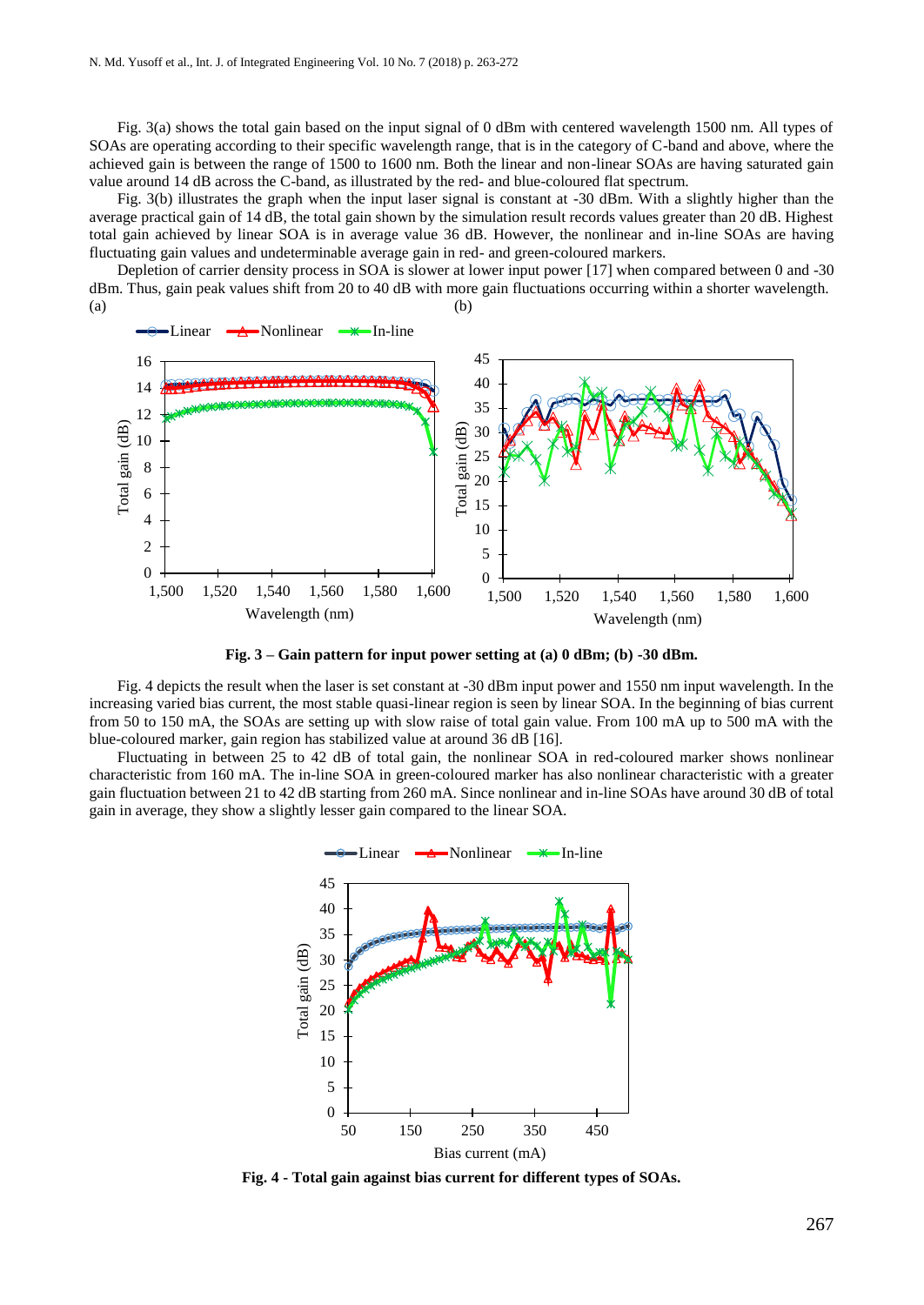Fig. 3(a) shows the total gain based on the input signal of 0 dBm with centered wavelength 1500 nm. All types of SOAs are operating according to their specific wavelength range, that is in the category of C-band and above, where the achieved gain is between the range of 1500 to 1600 nm. Both the linear and non-linear SOAs are having saturated gain value around 14 dB across the C-band, as illustrated by the red- and blue-coloured flat spectrum.

Fig. 3(b) illustrates the graph when the input laser signal is constant at -30 dBm. With a slightly higher than the average practical gain of 14 dB, the total gain shown by the simulation result records values greater than 20 dB. Highest total gain achieved by linear SOA is in average value 36 dB. However, the nonlinear and in-line SOAs are having fluctuating gain values and undeterminable average gain in red- and green-coloured markers.

Depletion of carrier density process in SOA is slower at lower input power [17] when compared between 0 and -30 dBm. Thus, gain peak values shift from 20 to 40 dB with more gain fluctuations occurring within a shorter wavelength.

**Fig. 3 – Gain pattern for input power setting at (a) 0 dBm; (b) -30 dBm.**

Fig. 4 depicts the result when the laser is set constant at -30 dBm input power and 1550 nm input wavelength. In the increasing varied bias current, the most stable quasi-linear region is seen by linear SOA. In the beginning of bias current from 50 to 150 mA, the SOAs are setting up with slow raise of total gain value. From 100 mA up to 500 mA with the blue-coloured marker, gain region has stabilized value at around 36 dB [16].

Fluctuating in between 25 to 42 dB of total gain, the nonlinear SOA in red-coloured marker shows nonlinear characteristic from 160 mA. The in-line SOA in green-coloured marker has also nonlinear characteristic with a greater gain fluctuation between 21 to 42 dB starting from 260 mA. Since nonlinear and in-line SOAs have around 30 dB of total gain in average, they show a slightly lesser gain compared to the linear SOA.

**Fig. 4 - Total gain against bias current for different types of SOAs.**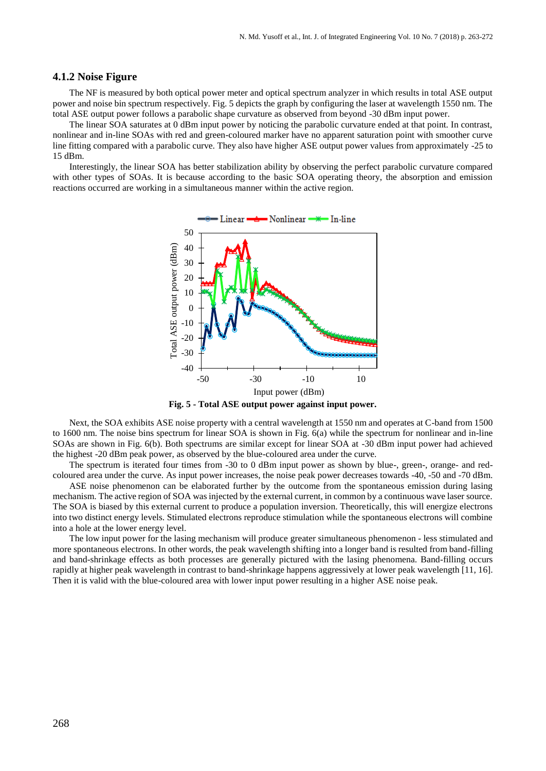### 4.1.2 Noise Figure

The NF is measured by both optical power meter and optical spectrum analyzer in which results in total ASE output power and noise bin spectrum respectively. Fig. 5 depicts the graph by configuring the laser at wavelength 1550 nm. The total ASE output power follows a parabolic shape curvature as observed from beyond -30 dBm input power.

The linear SOA saturates at 0 dBm input power by noticing the parabolic curvature ended at that point. In contrast, nonlinear and in-line SOAs with red and green-coloured marker have no apparent saturation point with smoother curve line fitting compared with a parabolic curve. They also have higher ASE output power values from approximately -25 to 15 dBm.

Interestingly, the linear SOA has better stabilization ability by observing the perfect parabolic curvature compared with other types of SOAs. It is because according to the basic SOA operating theory, the absorption and emission reactions occurred are working in a simultaneous manner within the active region.

**Fig. 5 - Total ASE output power against input power.**

Next, the SOA exhibits ASE noise property with a central wavelength at 1550 nm and operates at C-band from 1500 to 1600 nm. The noise bins spectrum for linear SOA is shown in Fig. 6(a) while the spectrum for nonlinear and in-line SOAs are shown in Fig. 6(b). Both spectrums are similar except for linear SOA at -30 dBm input power had achieved the highest -20 dBm peak power, as observed by the blue-coloured area under the curve.

The spectrum is iterated four times from -30 to 0 dBm input power as shown by blue-, green-, orange- and red-coloured area under the curve. As input power increases, the noise peak power decreases towards -40, -50 and -70 dBm.

ASE noise phenomenon can be elaborated further by the outcome from the spontaneous emission during lasing mechanism. The active region of SOA was injected by the external current, in common by a continuous wave laser source. The SOA is biased by this external current to produce a population inversion. Theoretically, this will energize electrons into two distinct energy levels. Stimulated electrons reproduce stimulation while the spontaneous electrons will combine into a hole at the lower energy level.

The low input power for the lasing mechanism will produce greater simultaneous phenomenon - less stimulated and more spontaneous electrons. In other words, the peak wavelength shifting into a longer band is resulted from band-filling and band-shrinkage effects as both processes are generally pictured with the lasing phenomena. Band-filling occurs rapidly at higher peak wavelength in contrast to band-shrinkage happens aggressively at lower peak wavelength [11, 16]. Then it is valid with the blue-coloured area with lower input power resulting in a higher ASE noise peak.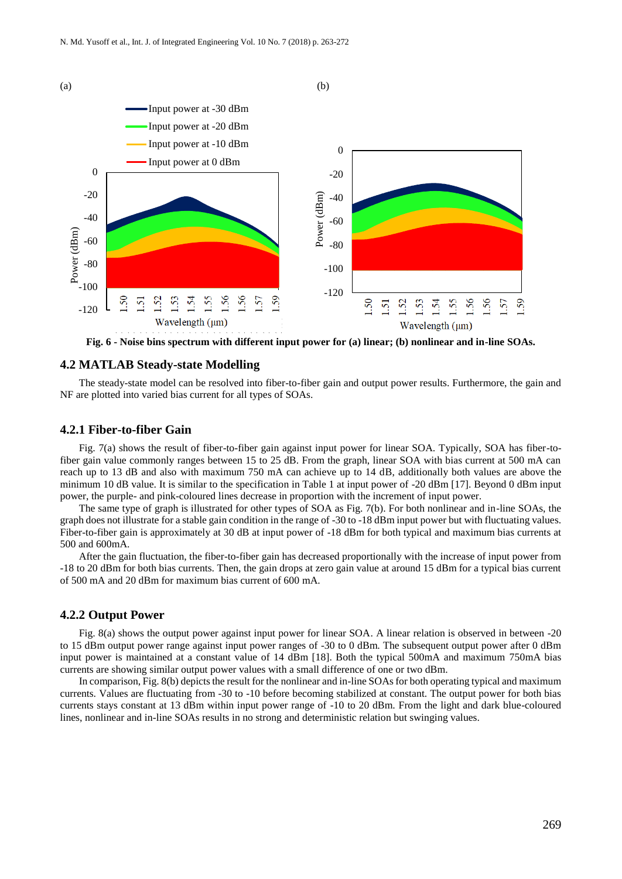Fig. 6 - Noise bins spectrum with different input power for (a) linear; (b) nonlinear and in-line SOAs.

### 4.2 MATLAB Steady-state Modelling

The steady-state model can be resolved into fiber-to-fiber gain and output power results. Furthermore, the gain and NF are plotted into varied bias current for all types of SOAs.

#### 4.2.1 Fiber-to-fiber Gain

Fig. 7(a) shows the result of fiber-to-fiber gain against input power for linear SOA. Typically, SOA has fiber-to-fiber gain value commonly ranges between 15 to 25 dB. From the graph, linear SOA with bias current at 500 mA can reach up to 13 dB and also with maximum 750 mA can achieve up to 14 dB, additionally both values are above the minimum 10 dB value. It is similar to the specification in Table 1 at input power of -20 dBm [17]. Beyond 0 dBm input power, the purple- and pink-coloured lines decrease in proportion with the increment of input power.

The same type of graph is illustrated for other types of SOA as Fig. 7(b). For both nonlinear and in-line SOAs, the graph does not illustrate for a stable gain condition in the range of -30 to -18 dBm input power but with fluctuating values. Fiber-to-fiber gain is approximately at 30 dB at input power of -18 dBm for both typical and maximum bias currents at 500 and 600mA.

After the gain fluctuation, the fiber-to-fiber gain has decreased proportionally with the increase of input power from -18 to 20 dBm for both bias currents. Then, the gain drops at zero gain value at around 15 dBm for a typical bias current of 500 mA and 20 dBm for maximum bias current of 600 mA.

#### 4.2.2 Output Power

Fig. 8(a) shows the output power against input power for linear SOA. A linear relation is observed in between -20 to 15 dBm output power range against input power ranges of -30 to 0 dBm. The subsequent output power after 0 dBm input power is maintained at a constant value of 14 dBm [18]. Both the typical 500mA and maximum 750mA bias currents are showing similar output power values with a small difference of one or two dBm.

In comparison, Fig. 8(b) depicts the result for the nonlinear and in-line SOAs for both operating typical and maximum currents. Values are fluctuating from -30 to -10 before becoming stabilized at constant. The output power for both bias currents stays constant at 13 dBm within input power range of -10 to 20 dBm. From the light and dark blue-coloured lines, nonlinear and in-line SOAs results in no strong and deterministic relation but swinging values.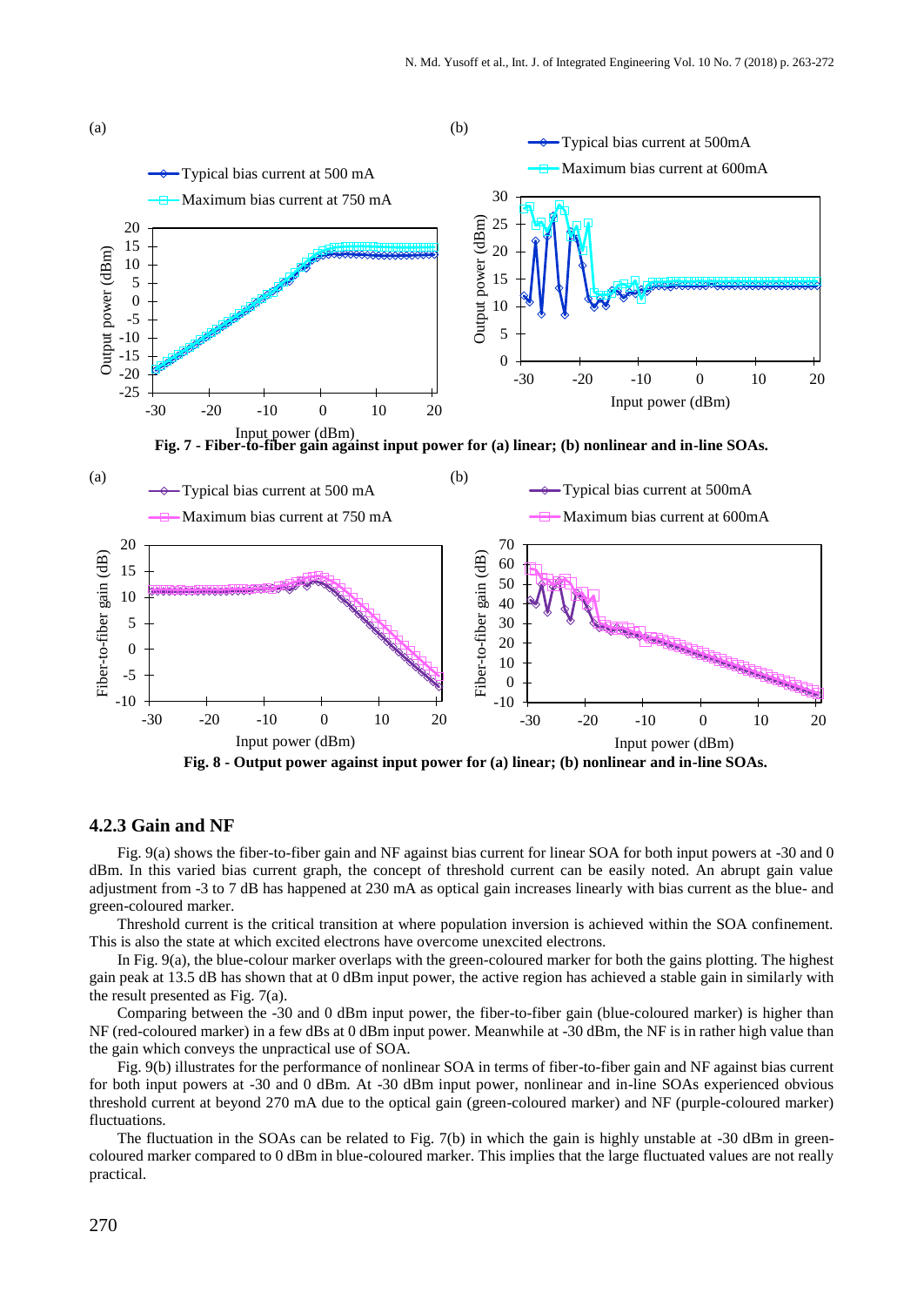(a)

(b)

Fig. 7 - Fiber-to-fiber gain against input power for (a) linear; (b) nonlinear and in-line SOAs.

(a)

(b)

Fig. 8 - Output power against input power for (a) linear; (b) nonlinear and in-line SOAs.

### 4.2.3 Gain and NF

Fig. 9(a) shows the fiber-to-fiber gain and NF against bias current for linear SOA for both input powers at -30 and 0 dBm. In this varied bias current graph, the concept of threshold current can be easily noted. An abrupt gain value adjustment from -3 to 7 dB has happened at 230 mA as optical gain increases linearly with bias current as the blue- and green-coloured marker.

Threshold current is the critical transition at where population inversion is achieved within the SOA confinement. This is also the state at which excited electrons have overcome unexcited electrons.

In Fig. 9(a), the blue-colour marker overlaps with the green-coloured marker for both the gains plotting. The highest gain peak at 13.5 dB has shown that at 0 dBm input power, the active region has achieved a stable gain in similarly with the result presented as Fig. 7(a).

Comparing between the -30 and 0 dBm input power, the fiber-to-fiber gain (blue-coloured marker) is higher than NF (red-coloured marker) in a few dBs at 0 dBm input power. Meanwhile at -30 dBm, the NF is in rather high value than the gain which conveys the unpractical use of SOA.

Fig. 9(b) illustrates for the performance of nonlinear SOA in terms of fiber-to-fiber gain and NF against bias current for both input powers at -30 and 0 dBm. At -30 dBm input power, nonlinear and in-line SOAs experienced obvious threshold current at beyond 270 mA due to the optical gain (green-coloured marker) and NF (purple-coloured marker) fluctuations.

The fluctuation in the SOAs can be related to Fig. 7(b) in which the gain is highly unstable at -30 dBm in green-coloured marker compared to 0 dBm in blue-coloured marker. This implies that the large fluctuated values are not really practical.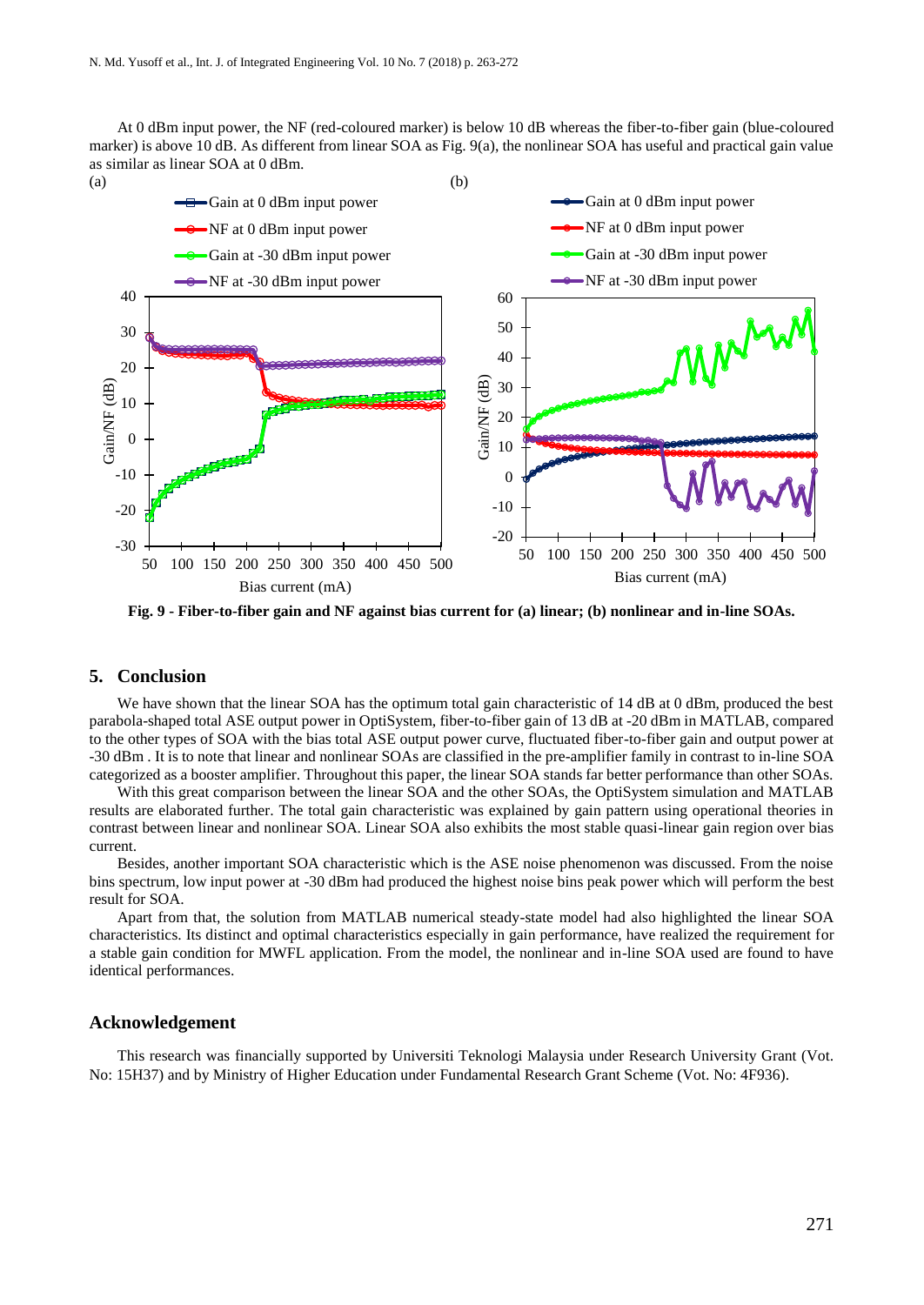At 0 dBm input power, the NF (red-coloured marker) is below 10 dB whereas the fiber-to-fiber gain (blue-coloured marker) is above 10 dB. As different from linear SOA as Fig. 9(a), the nonlinear SOA has useful and practical gain value as similar as linear SOA at 0 dBm.

**Fig. 9 - Fiber-to-fiber gain and NF against bias current for (a) linear; (b) nonlinear and in-line SOAs.**

## 5. Conclusion

We have shown that the linear SOA has the optimum total gain characteristic of 14 dB at 0 dBm, produced the best parabola-shaped total ASE output power in OptiSystem, fiber-to-fiber gain of 13 dB at -20 dBm in MATLAB, compared to the other types of SOA with the bias total ASE output power curve, fluctuated fiber-to-fiber gain and output power at -30 dBm . It is to note that linear and nonlinear SOAs are classified in the pre-amplifier family in contrast to in-line SOA categorized as a booster amplifier. Throughout this paper, the linear SOA stands far better performance than other SOAs.

With this great comparison between the linear SOA and the other SOAs, the OptiSystem simulation and MATLAB results are elaborated further. The total gain characteristic was explained by gain pattern using operational theories in contrast between linear and nonlinear SOA. Linear SOA also exhibits the most stable quasi-linear gain region over bias current.

Besides, another important SOA characteristic which is the ASE noise phenomenon was discussed. From the noise bins spectrum, low input power at -30 dBm had produced the highest noise bins peak power which will perform the best result for SOA.

Apart from that, the solution from MATLAB numerical steady-state model had also highlighted the linear SOA characteristics. Its distinct and optimal characteristics especially in gain performance, have realized the requirement for a stable gain condition for MWFL application. From the model, the nonlinear and in-line SOA used are found to have identical performances.

## Acknowledgement

This research was financially supported by Universiti Teknologi Malaysia under Research University Grant (Vot. No: 15H37) and by Ministry of Higher Education under Fundamental Research Grant Scheme (Vot. No: 4F936).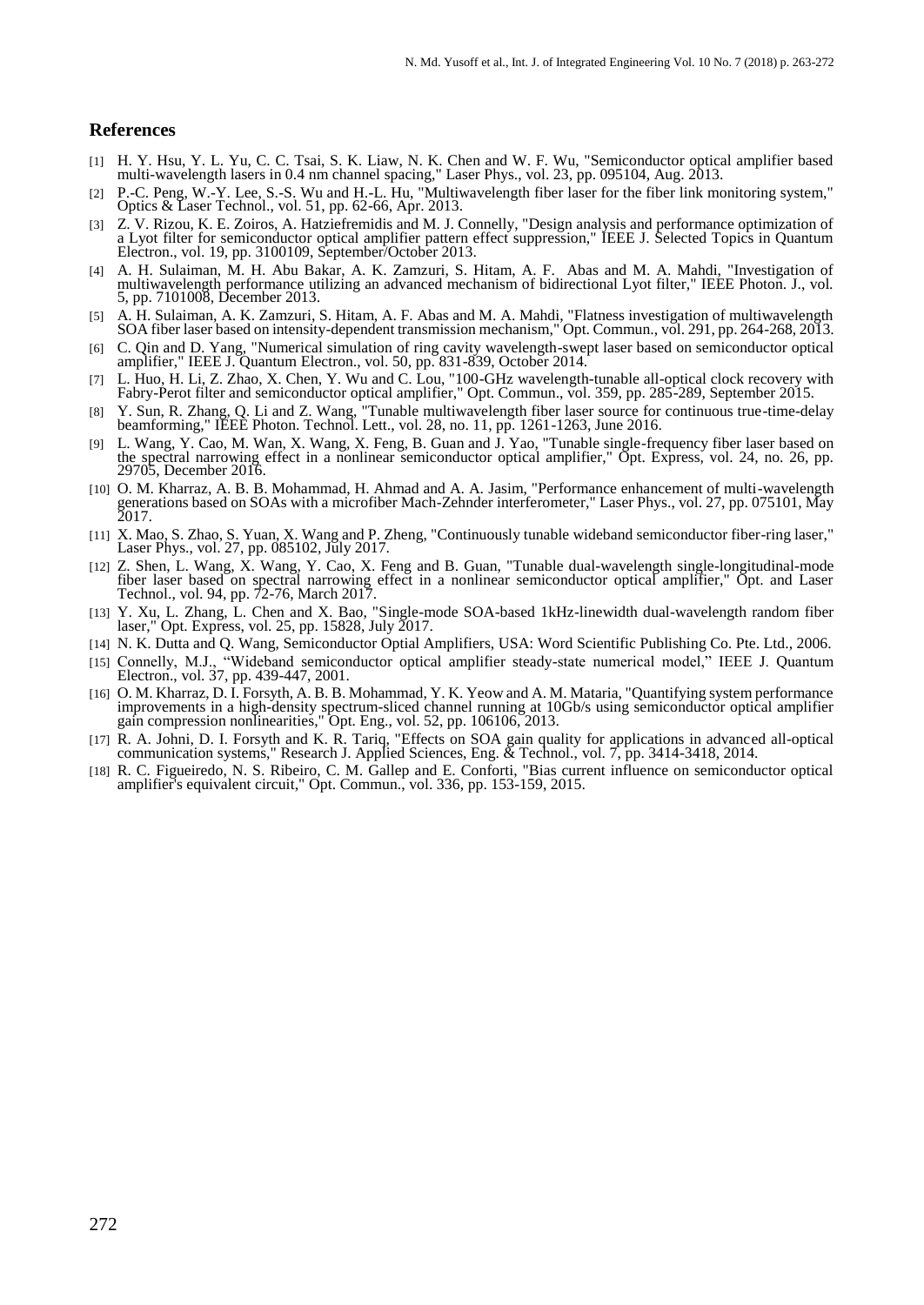## References

[1] H. Y. Hsu, Y. L. Yu, C. C. Tsai, S. K. Liaw, N. K. Chen and W. F. Wu, "Semiconductor optical amplifier based multi-wavelength lasers in 0.4 nm channel spacing," Laser Phys., vol. 23, pp. 095104, Aug. 2013.

[2] P.-C. Peng, W.-Y. Lee, S.-S. Wu and H.-L. Hu, "Multiwavelength fiber laser for the fiber link monitoring system," Optics & Laser Technol., vol. 51, pp. 62-66, Apr. 2013.

[3] Z. V. Rizou, K. E. Zoiros, A. Hatziefremidis and M. J. Connelly, "Design analysis and performance optimization of a Lyot filter for semiconductor optical amplifier pattern effect suppression," IEEE J. Selected Topics in Quantum Electron., vol. 19, pp. 3100109, September/October 2013.

[4] A. H. Sulaiman, M. H. Abu Bakar, A. K. Zamzuri, S. Hitam, A. F. Abas and M. A. Mahdi, "Investigation of multiwavelength performance utilizing an advanced mechanism of bidirectional Lyot filter," IEEE Photon. J., vol. 5, pp. 7101008, December 2013.

[5] A. H. Sulaiman, A. K. Zamzuri, S. Hitam, A. F. Abas and M. A. Mahdi, "Flatness investigation of multiwavelength SOA fiber laser based on intensity-dependent transmission mechanism," Opt. Commun., vol. 291, pp. 264-268, 2013.

[6] C. Qin and D. Yang, "Numerical simulation of ring cavity wavelength-swept laser based on semiconductor optical amplifier," IEEE J. Quantum Electron., vol. 50, pp. 831-839, October 2014.

[7] L. Huo, H. Li, Z. Zhao, X. Chen, Y. Wu and C. Lou, "100-GHz wavelength-tunable all-optical clock recovery with Fabry-Perot filter and semiconductor optical amplifier," Opt. Commun., vol. 359, pp. 285-289, September 2015.

[8] Y. Sun, R. Zhang, Q. Li and Z. Wang, "Tunable multiwavelength fiber laser source for continuous true-time-delay beamforming," IEEE Photon. Technol. Lett., vol. 28, no. 11, pp. 1261-1263, June 2016.

[9] L. Wang, Y. Cao, M. Wan, X. Wang, X. Feng, B. Guan and J. Yao, "Tunable single-frequency fiber laser based on the spectral narrowing effect in a nonlinear semiconductor optical amplifier," Opt. Express, vol. 24, no. 26, pp. 29705, December 2016.

[10] O. M. Kharraz, A. B. B. Mohammad, H. Ahmad and A. A. Jasim, "Performance enhancement of multi-wavelength generations based on SOAs with a microfiber Mach-Zehnder interferometer," Laser Phys., vol. 27, pp. 075101, May 2017.

[11] X. Mao, S. Zhao, S. Yuan, X. Wang and P. Zheng, "Continuously tunable wideband semiconductor fiber-ring laser," Laser Phys., vol. 27, pp. 085102, July 2017.

[12] Z. Shen, L. Wang, X. Wang, Y. Cao, X. Feng and B. Guan, "Tunable dual-wavelength single-longitudinal-mode fiber laser based on spectral narrowing effect in a nonlinear semiconductor optical amplifier," Opt. and Laser Technol., vol. 94, pp. 72-76, March 2017.

[13] Y. Xu, L. Zhang, L. Chen and X. Bao, "Single-mode SOA-based 1kHz-linewidth dual-wavelength random fiber laser," Opt. Express, vol. 25, pp. 15828, July 2017.

[14] N. K. Dutta and Q. Wang, Semiconductor Optial Amplifiers, USA: Word Scientific Publishing Co. Pte. Ltd., 2006.

[15] Connelly, M.J., "Wideband semiconductor optical amplifier steady-state numerical model," IEEE J. Quantum Electron., vol. 37, pp. 439-447, 2001.

[16] O. M. Kharraz, D. I. Forsyth, A. B. B. Mohammad, Y. K. Yeow and A. M. Mataria, "Quantifying system performance improvements in a high-density spectrum-sliced channel running at 10Gb/s using semiconductor optical amplifier gain compression nonlinearities," Opt. Eng., vol. 52, pp. 106106, 2013.

[17] R. A. Johni, D. I. Forsyth and K. R. Tariq, "Effects on SOA gain quality for applications in advanced all-optical communication systems," Research J. Applied Sciences, Eng. & Technol., vol. 7, pp. 3414-3418, 2014.

[18] R. C. Figueiredo, N. S. Ribeiro, C. M. Gallep and E. Conforti, "Bias current influence on semiconductor optical amplifier's equivalent circuit," Opt. Commun., vol. 336, pp. 153-159, 2015.